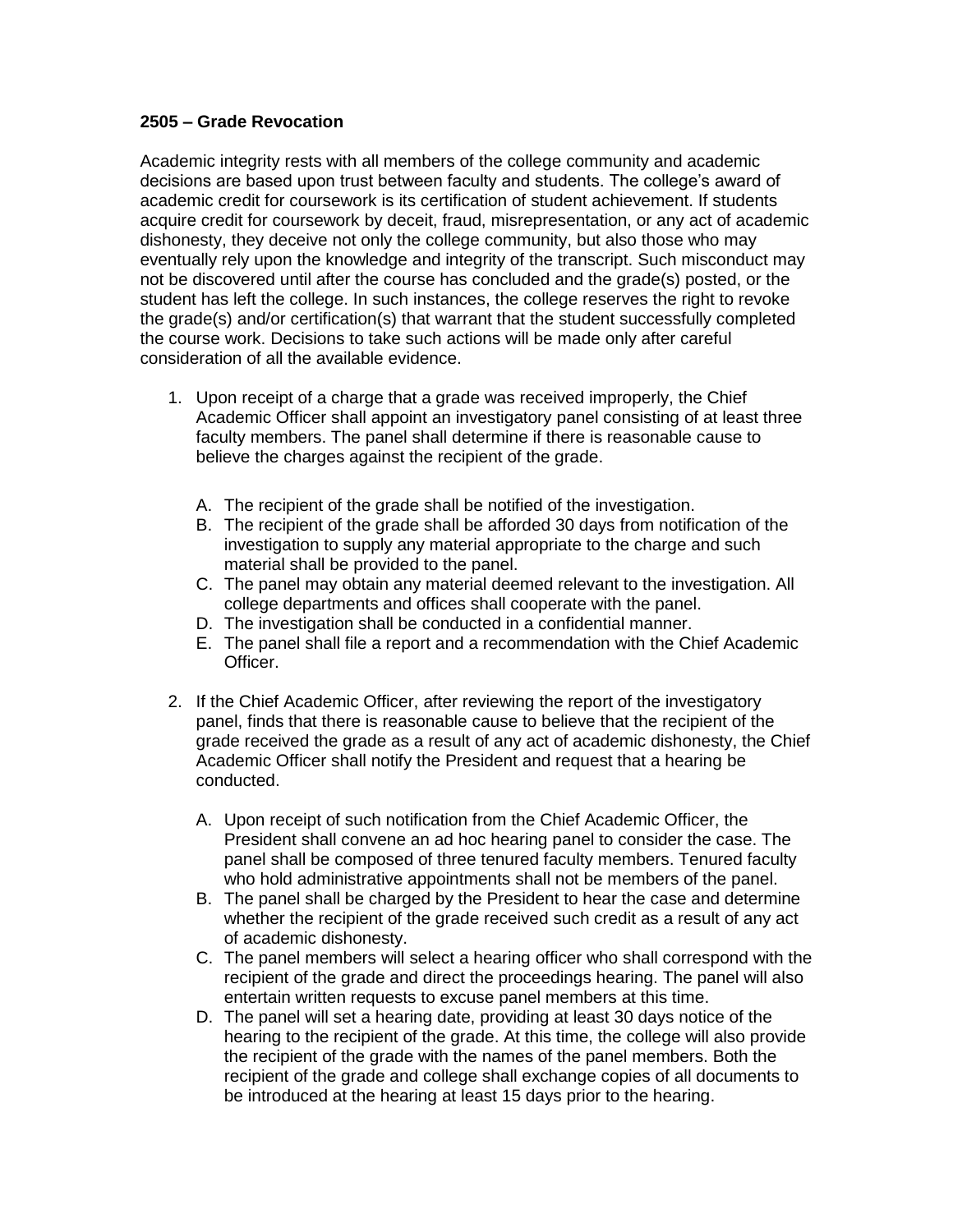**2505 – Grade Revocation**

Academic integrity rests with all members of the college community and academic decisions are based upon trust between faculty and students. The college's award of academic credit for coursework is its certification of student achievement. If students acquire credit for coursework by deceit, fraud, misrepresentation, or any act of academic dishonesty, they deceive not only the college community, but also those who may eventually rely upon the knowledge and integrity of the transcript. Such misconduct may not be discovered until after the course has concluded and the grade(s) posted, or the student has left the college. In such instances, the college reserves the right to revoke the grade(s) and/or certification(s) that warrant that the student successfully completed the course work. Decisions to take such actions will be made only after careful consideration of all the available evidence.

1. Upon receipt of a charge that a grade was received improperly, the Chief Academic Officer shall appoint an investigatory panel consisting of at least three faculty members. The panel shall determine if there is reasonable cause to believe the charges against the recipient of the grade.

   A. The recipient of the grade shall be notified of the investigation.
   B. The recipient of the grade shall be afforded 30 days from notification of the investigation to supply any material appropriate to the charge and such material shall be provided to the panel.
   C. The panel may obtain any material deemed relevant to the investigation. All college departments and offices shall cooperate with the panel.
   D. The investigation shall be conducted in a confidential manner.
   E. The panel shall file a report and a recommendation with the Chief Academic Officer.

2. If the Chief Academic Officer, after reviewing the report of the investigatory panel, finds that there is reasonable cause to believe that the recipient of the grade received the grade as a result of any act of academic dishonesty, the Chief Academic Officer shall notify the President and request that a hearing be conducted.

   A. Upon receipt of such notification from the Chief Academic Officer, the President shall convene an ad hoc hearing panel to consider the case. The panel shall be composed of three tenured faculty members. Tenured faculty who hold administrative appointments shall not be members of the panel.
   B. The panel shall be charged by the President to hear the case and determine whether the recipient of the grade received such credit as a result of any act of academic dishonesty.
   C. The panel members will select a hearing officer who shall correspond with the recipient of the grade and direct the proceedings hearing. The panel will also entertain written requests to excuse panel members at this time.
   D. The panel will set a hearing date, providing at least 30 days notice of the hearing to the recipient of the grade. At this time, the college will also provide the recipient of the grade with the names of the panel members. Both the recipient of the grade and college shall exchange copies of all documents to be introduced at the hearing at least 15 days prior to the hearing.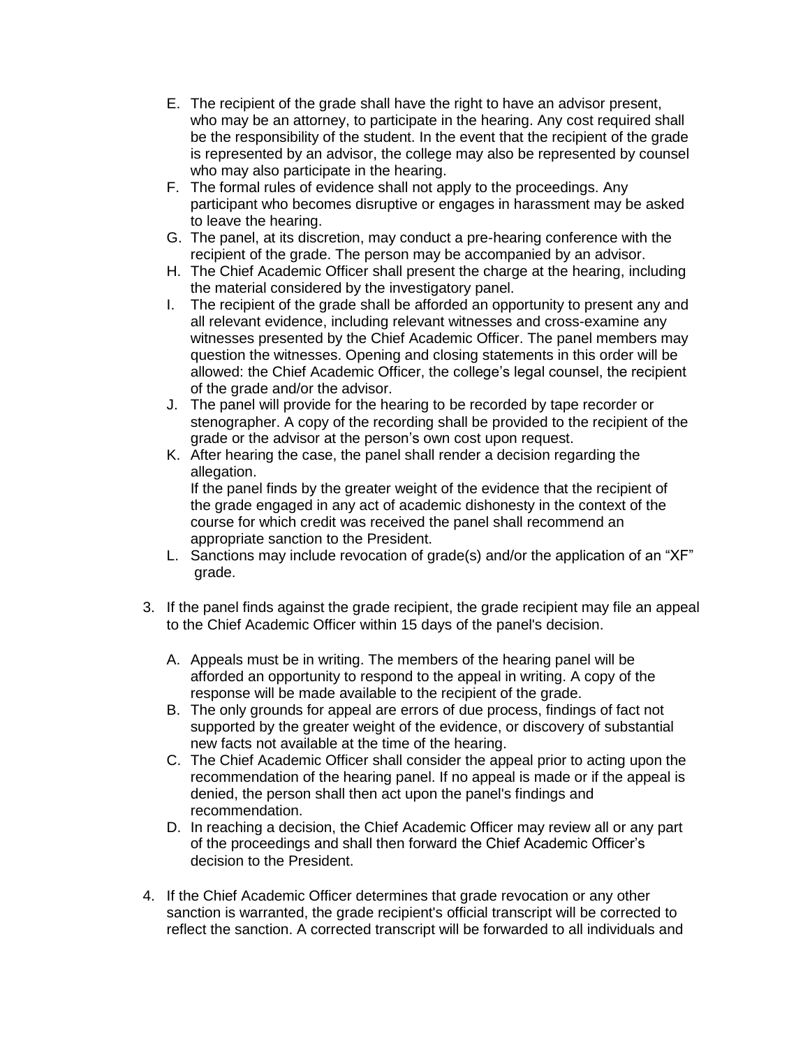E. The recipient of the grade shall have the right to have an advisor present, who may be an attorney, to participate in the hearing. Any cost required shall be the responsibility of the student. In the event that the recipient of the grade is represented by an advisor, the college may also be represented by counsel who may also participate in the hearing.

F. The formal rules of evidence shall not apply to the proceedings. Any participant who becomes disruptive or engages in harassment may be asked to leave the hearing.

G. The panel, at its discretion, may conduct a pre-hearing conference with the recipient of the grade. The person may be accompanied by an advisor.

H. The Chief Academic Officer shall present the charge at the hearing, including the material considered by the investigatory panel.

I. The recipient of the grade shall be afforded an opportunity to present any and all relevant evidence, including relevant witnesses and cross-examine any witnesses presented by the Chief Academic Officer. The panel members may question the witnesses. Opening and closing statements in this order will be allowed: the Chief Academic Officer, the college's legal counsel, the recipient of the grade and/or the advisor.

J. The panel will provide for the hearing to be recorded by tape recorder or stenographer. A copy of the recording shall be provided to the recipient of the grade or the advisor at the person's own cost upon request.

K. After hearing the case, the panel shall render a decision regarding the allegation.
   If the panel finds by the greater weight of the evidence that the recipient of the grade engaged in any act of academic dishonesty in the context of the course for which credit was received the panel shall recommend an appropriate sanction to the President.

L. Sanctions may include revocation of grade(s) and/or the application of an "XF" grade.

3. If the panel finds against the grade recipient, the grade recipient may file an appeal to the Chief Academic Officer within 15 days of the panel's decision.

   A. Appeals must be in writing. The members of the hearing panel will be afforded an opportunity to respond to the appeal in writing. A copy of the response will be made available to the recipient of the grade.

   B. The only grounds for appeal are errors of due process, findings of fact not supported by the greater weight of the evidence, or discovery of substantial new facts not available at the time of the hearing.

   C. The Chief Academic Officer shall consider the appeal prior to acting upon the recommendation of the hearing panel. If no appeal is made or if the appeal is denied, the person shall then act upon the panel's findings and recommendation.

   D. In reaching a decision, the Chief Academic Officer may review all or any part of the proceedings and shall then forward the Chief Academic Officer's decision to the President.

4. If the Chief Academic Officer determines that grade revocation or any other sanction is warranted, the grade recipient's official transcript will be corrected to reflect the sanction. A corrected transcript will be forwarded to all individuals and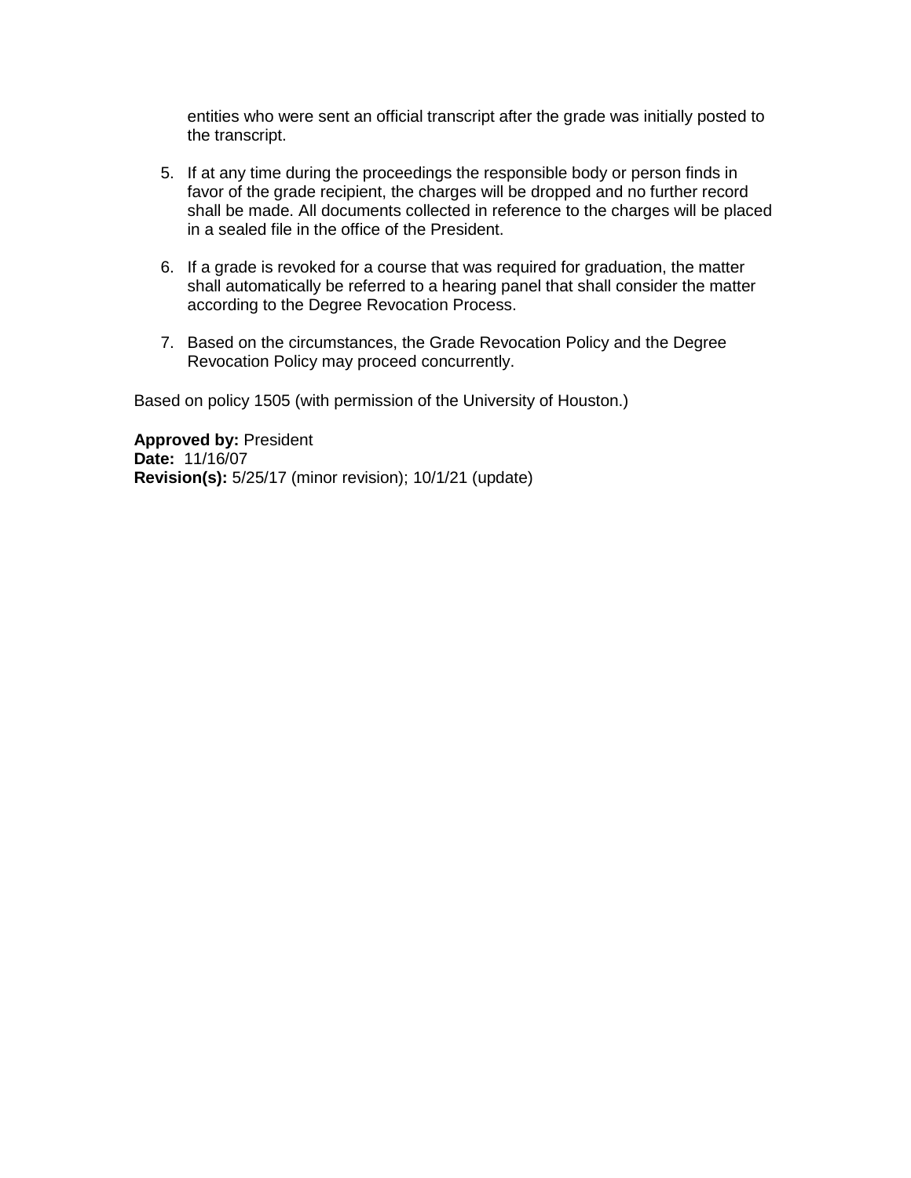entities who were sent an official transcript after the grade was initially posted to the transcript.

5. If at any time during the proceedings the responsible body or person finds in favor of the grade recipient, the charges will be dropped and no further record shall be made. All documents collected in reference to the charges will be placed in a sealed file in the office of the President.

6. If a grade is revoked for a course that was required for graduation, the matter shall automatically be referred to a hearing panel that shall consider the matter according to the Degree Revocation Process.

7. Based on the circumstances, the Grade Revocation Policy and the Degree Revocation Policy may proceed concurrently.

Based on policy 1505 (with permission of the University of Houston.)

**Approved by:** President
**Date:** 11/16/07
**Revision(s):** 5/25/17 (minor revision); 10/1/21 (update)